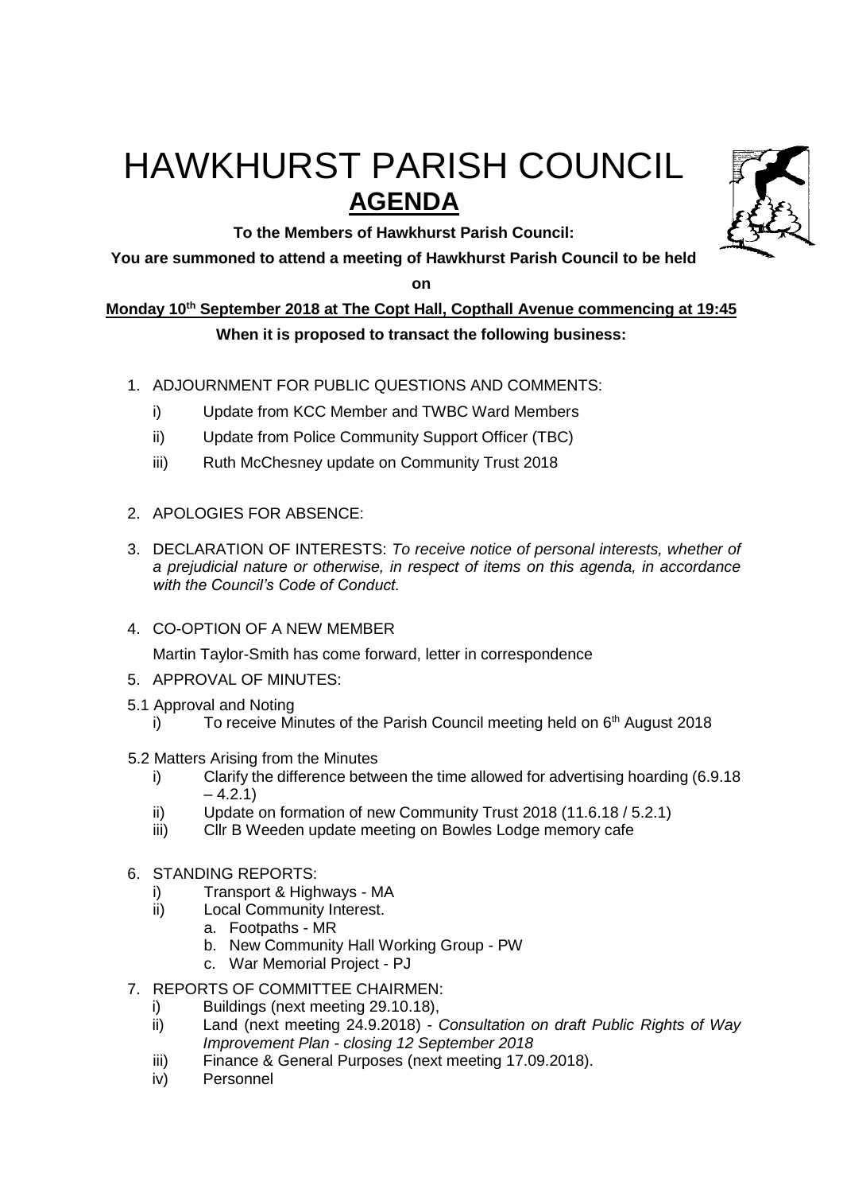# HAWKHURST PARISH COUNCIL

## AGENDA

**To the Members of Hawkhurst Parish Council:**

**You are summoned to attend a meeting of Hawkhurst Parish Council to be held on**

**Monday 10th September 2018 at The Copt Hall, Copthall Avenue commencing at 19:45**

**When it is proposed to transact the following business:**

1. ADJOURNMENT FOR PUBLIC QUESTIONS AND COMMENTS:
   - i) Update from KCC Member and TWBC Ward Members
   - ii) Update from Police Community Support Officer (TBC)
   - iii) Ruth McChesney update on Community Trust 2018

2. APOLOGIES FOR ABSENCE:

3. DECLARATION OF INTERESTS: *To receive notice of personal interests, whether of a prejudicial nature or otherwise, in respect of items on this agenda, in accordance with the Council's Code of Conduct.*

4. CO-OPTION OF A NEW MEMBER

   Martin Taylor-Smith has come forward, letter in correspondence

5. APPROVAL OF MINUTES:

5.1 Approval and Noting
   - i) To receive Minutes of the Parish Council meeting held on 6th August 2018

5.2 Matters Arising from the Minutes
   - i) Clarify the difference between the time allowed for advertising hoarding (6.9.18 – 4.2.1)
   - ii) Update on formation of new Community Trust 2018 (11.6.18 / 5.2.1)
   - iii) Cllr B Weeden update meeting on Bowles Lodge memory cafe

6. STANDING REPORTS:
   - i) Transport & Highways - MA
   - ii) Local Community Interest.
     - a. Footpaths - MR
     - b. New Community Hall Working Group - PW
     - c. War Memorial Project - PJ

7. REPORTS OF COMMITTEE CHAIRMEN:
   - i) Buildings (next meeting 29.10.18),
   - ii) Land (next meeting 24.9.2018) - *Consultation on draft Public Rights of Way Improvement Plan - closing 12 September 2018*
   - iii) Finance & General Purposes (next meeting 17.09.2018).
   - iv) Personnel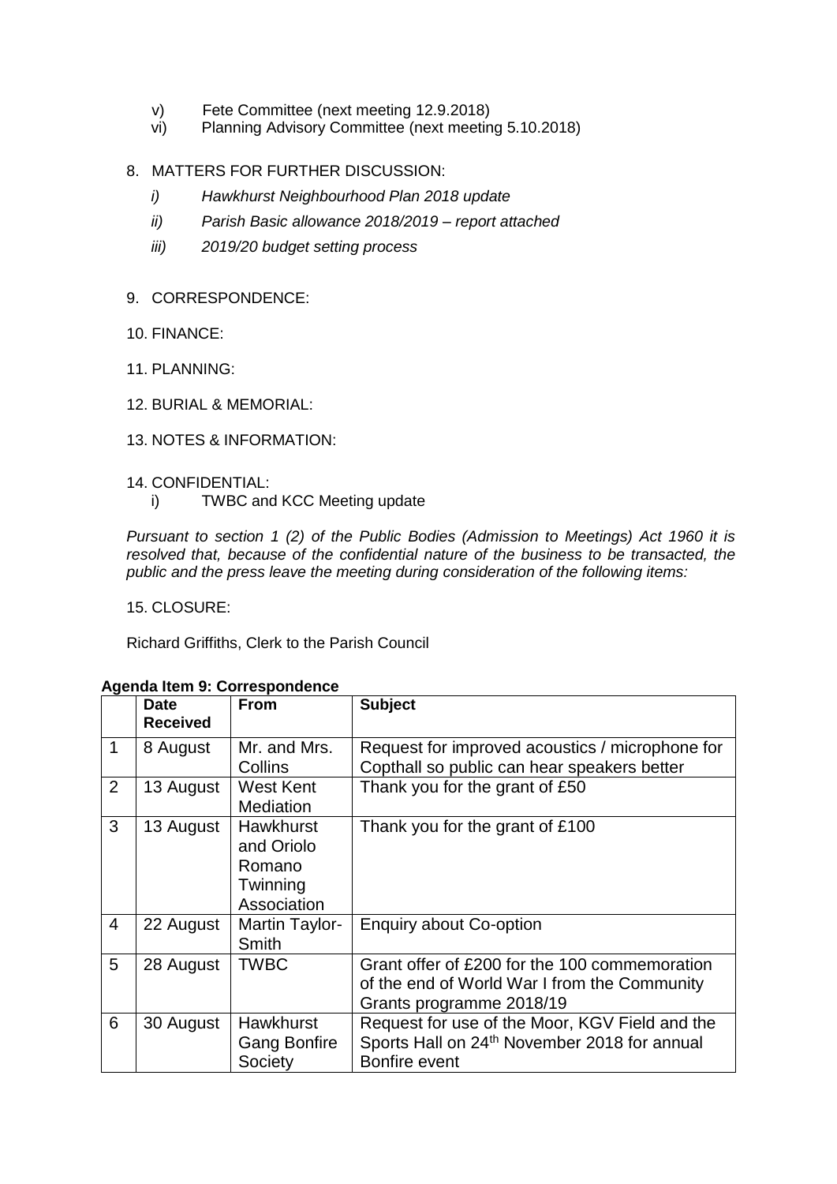v) Fete Committee (next meeting 12.9.2018)
vi) Planning Advisory Committee (next meeting 5.10.2018)

8. MATTERS FOR FURTHER DISCUSSION:
   *i) Hawkhurst Neighbourhood Plan 2018 update*
   *ii) Parish Basic allowance 2018/2019 – report attached*
   *iii) 2019/20 budget setting process*

9. CORRESPONDENCE:

10. FINANCE:

11. PLANNING:

12. BURIAL & MEMORIAL:

13. NOTES & INFORMATION:

14. CONFIDENTIAL:
    i) TWBC and KCC Meeting update

*Pursuant to section 1 (2) of the Public Bodies (Admission to Meetings) Act 1960 it is resolved that, because of the confidential nature of the business to be transacted, the public and the press leave the meeting during consideration of the following items:*

15. CLOSURE:

Richard Griffiths, Clerk to the Parish Council

**Agenda Item 9: Correspondence**

| | Date Received | From | Subject |
|---|---|---|---|
| 1 | 8 August | Mr. and Mrs. Collins | Request for improved acoustics / microphone for Copthall so public can hear speakers better |
| 2 | 13 August | West Kent Mediation | Thank you for the grant of £50 |
| 3 | 13 August | Hawkhurst and Oriolo Romano Twinning Association | Thank you for the grant of £100 |
| 4 | 22 August | Martin Taylor-Smith | Enquiry about Co-option |
| 5 | 28 August | TWBC | Grant offer of £200 for the 100 commemoration of the end of World War I from the Community Grants programme 2018/19 |
| 6 | 30 August | Hawkhurst Gang Bonfire Society | Request for use of the Moor, KGV Field and the Sports Hall on 24th November 2018 for annual Bonfire event |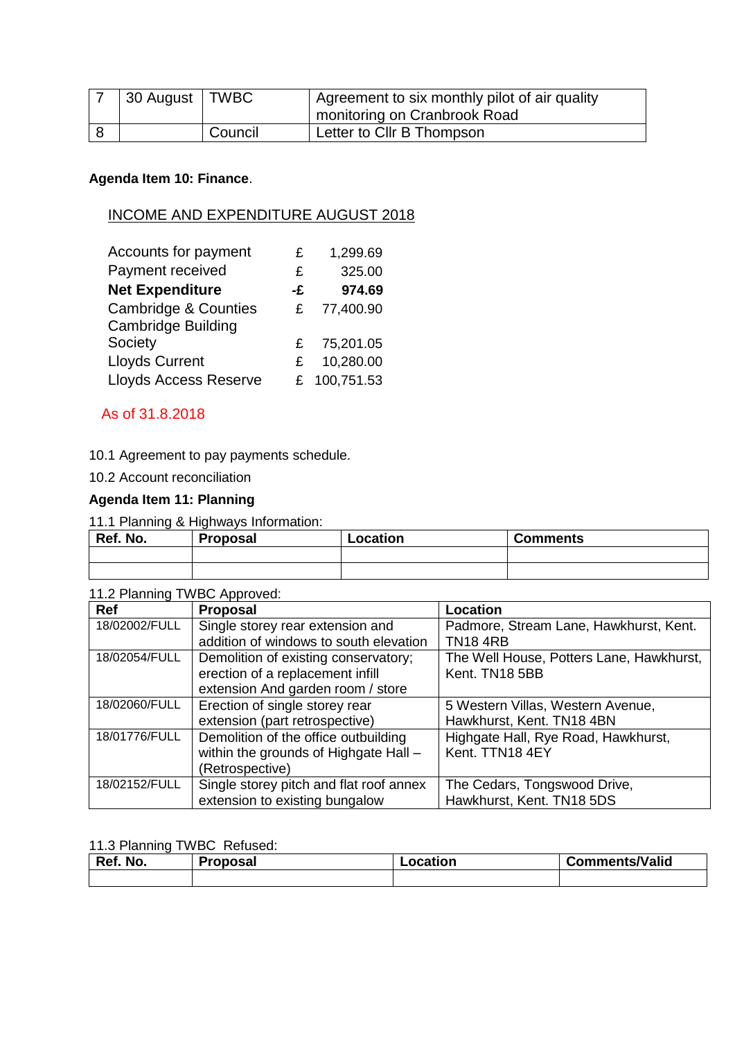| 7 | 30 August | TWBC | Agreement to six monthly pilot of air quality monitoring on Cranbrook Road |
|---|---|---|---|
| 8 | | Council | Letter to Cllr B Thompson |

**Agenda Item 10: Finance**.

INCOME AND EXPENDITURE AUGUST 2018

| | | |
|---|---|---|
| Accounts for payment | £ | 1,299.69 |
| Payment received | £ | 325.00 |
| **Net Expenditure** | **-£** | **974.69** |
| Cambridge & Counties | £ | 77,400.90 |
| Cambridge Building Society | £ | 75,201.05 |
| Lloyds Current | £ | 10,280.00 |
| Lloyds Access Reserve | £ | 100,751.53 |

As of 31.8.2018

10.1 Agreement to pay payments schedule.

10.2 Account reconciliation

**Agenda Item 11: Planning**

11.1 Planning & Highways Information:

| Ref. No. | Proposal | Location | Comments |
|---|---|---|---|
| | | | |
| | | | |

11.2 Planning TWBC Approved:

| Ref | Proposal | Location |
|---|---|---|
| 18/02002/FULL | Single storey rear extension and addition of windows to south elevation | Padmore, Stream Lane, Hawkhurst, Kent. TN18 4RB |
| 18/02054/FULL | Demolition of existing conservatory; erection of a replacement infill extension And garden room / store | The Well House, Potters Lane, Hawkhurst, Kent. TN18 5BB |
| 18/02060/FULL | Erection of single storey rear extension (part retrospective) | 5 Western Villas, Western Avenue, Hawkhurst, Kent. TN18 4BN |
| 18/01776/FULL | Demolition of the office outbuilding within the grounds of Highgate Hall – (Retrospective) | Highgate Hall, Rye Road, Hawkhurst, Kent. TTN18 4EY |
| 18/02152/FULL | Single storey pitch and flat roof annex extension to existing bungalow | The Cedars, Tongswood Drive, Hawkhurst, Kent. TN18 5DS |

11.3 Planning TWBC Refused:

| Ref. No. | Proposal | Location | Comments/Valid |
|---|---|---|---|
| | | | |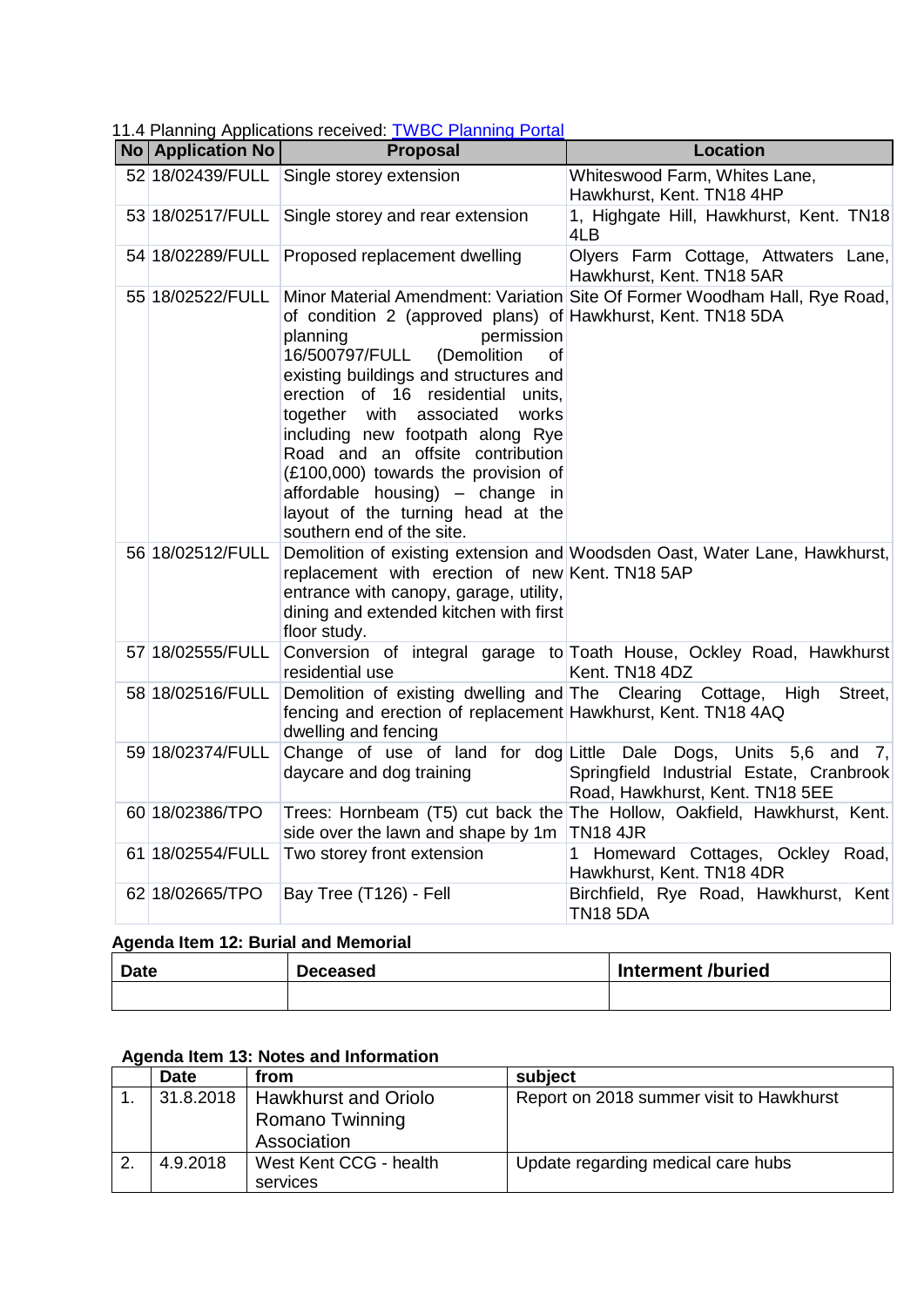11.4 Planning Applications received: [TWBC Planning Portal]

| No | Application No | Proposal | Location |
|---|---|---|---|
| 52 | 18/02439/FULL | Single storey extension | Whiteswood Farm, Whites Lane, Hawkhurst, Kent. TN18 4HP |
| 53 | 18/02517/FULL | Single storey and rear extension | 1, Highgate Hill, Hawkhurst, Kent. TN18 4LB |
| 54 | 18/02289/FULL | Proposed replacement dwelling | Olyers Farm Cottage, Attwaters Lane, Hawkhurst, Kent. TN18 5AR |
| 55 | 18/02522/FULL | Minor Material Amendment: Variation of condition 2 (approved plans) of planning permission 16/500797/FULL (Demolition of existing buildings and structures and erection of 16 residential units, together with associated works including new footpath along Rye Road and an offsite contribution (£100,000) towards the provision of affordable housing) – change in layout of the turning head at the southern end of the site. | Site Of Former Woodham Hall, Rye Road, Hawkhurst, Kent. TN18 5DA |
| 56 | 18/02512/FULL | Demolition of existing extension and replacement with erection of new entrance with canopy, garage, utility, dining and extended kitchen with first floor study. | Woodsden Oast, Water Lane, Hawkhurst, Kent. TN18 5AP |
| 57 | 18/02555/FULL | Conversion of integral garage to residential use | Toath House, Ockley Road, Hawkhurst Kent. TN18 4DZ |
| 58 | 18/02516/FULL | Demolition of existing dwelling and fencing and erection of replacement dwelling and fencing | The Clearing Cottage, High Street, Hawkhurst, Kent. TN18 4AQ |
| 59 | 18/02374/FULL | Change of use of land for dog daycare and dog training | Little Dale Dogs, Units 5,6 and 7, Springfield Industrial Estate, Cranbrook Road, Hawkhurst, Kent. TN18 5EE |
| 60 | 18/02386/TPO | Trees: Hornbeam (T5) cut back the side over the lawn and shape by 1m | The Hollow, Oakfield, Hawkhurst, Kent. TN18 4JR |
| 61 | 18/02554/FULL | Two storey front extension | 1 Homeward Cottages, Ockley Road, Hawkhurst, Kent. TN18 4DR |
| 62 | 18/02665/TPO | Bay Tree (T126) - Fell | Birchfield, Rye Road, Hawkhurst, Kent TN18 5DA |

**Agenda Item 12: Burial and Memorial**

| Date | Deceased | Interment /buried |
|---|---|---|
| | | |

**Agenda Item 13: Notes and Information**

| | Date | from | subject |
|---|---|---|---|
| 1. | 31.8.2018 | Hawkhurst and Oriolo Romano Twinning Association | Report on 2018 summer visit to Hawkhurst |
| 2. | 4.9.2018 | West Kent CCG - health services | Update regarding medical care hubs |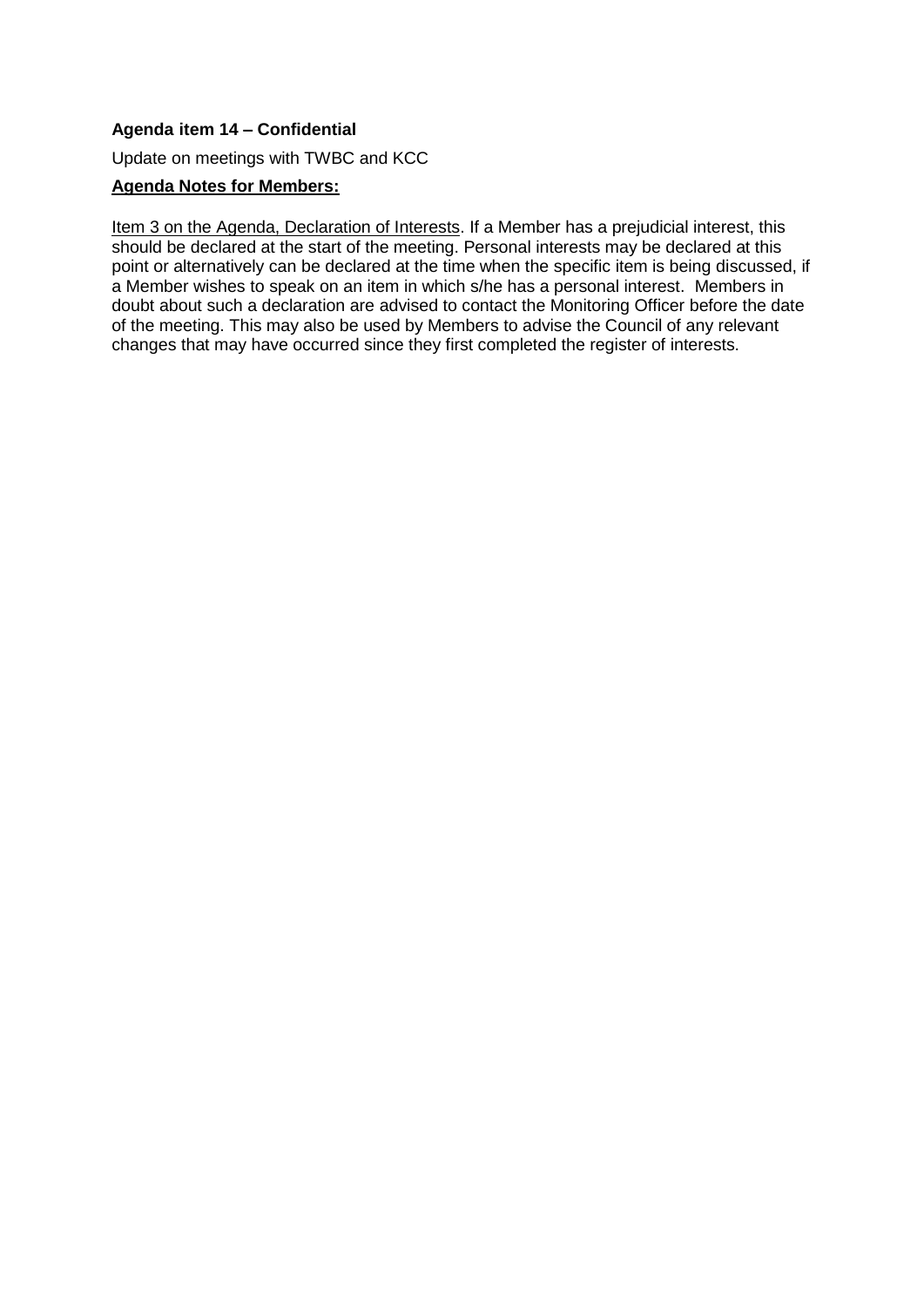**Agenda item 14 – Confidential**

Update on meetings with TWBC and KCC

**<u>Agenda Notes for Members:</u>**

<u>Item 3 on the Agenda, Declaration of Interests</u>. If a Member has a prejudicial interest, this should be declared at the start of the meeting. Personal interests may be declared at this point or alternatively can be declared at the time when the specific item is being discussed, if a Member wishes to speak on an item in which s/he has a personal interest. Members in doubt about such a declaration are advised to contact the Monitoring Officer before the date of the meeting. This may also be used by Members to advise the Council of any relevant changes that may have occurred since they first completed the register of interests.